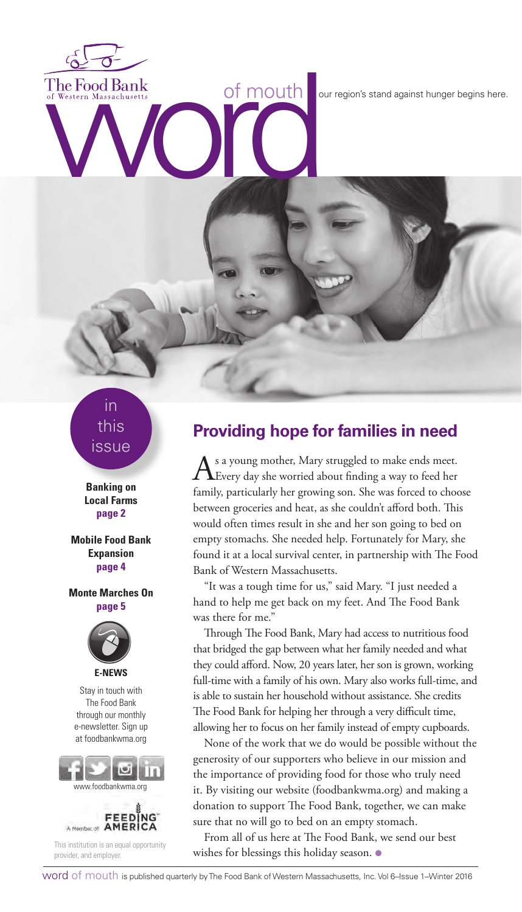The Food Bank of Western Massachusetts

# word of mouth

our region's stand against hunger begins here.

in this issue

**Banking on Local Farms**
**page 2**

**Mobile Food Bank Expansion**
**page 4**

**Monte Marches On**
**page 5**

**E-NEWS**

Stay in touch with The Food Bank through our monthly e-newsletter. Sign up at foodbankwma.org

www.foodbankwma.org

A Member of FEEDING AMERICA

This institution is an equal opportunity provider, and employer.

## Providing hope for families in need

As a young mother, Mary struggled to make ends meet. Every day she worried about finding a way to feed her family, particularly her growing son. She was forced to choose between groceries and heat, as she couldn't afford both. This would often times result in she and her son going to bed on empty stomachs. She needed help. Fortunately for Mary, she found it at a local survival center, in partnership with The Food Bank of Western Massachusetts.

"It was a tough time for us," said Mary. "I just needed a hand to help me get back on my feet. And The Food Bank was there for me."

Through The Food Bank, Mary had access to nutritious food that bridged the gap between what her family needed and what they could afford. Now, 20 years later, her son is grown, working full-time with a family of his own. Mary also works full-time, and is able to sustain her household without assistance. She credits The Food Bank for helping her through a very difficult time, allowing her to focus on her family instead of empty cupboards.

None of the work that we do would be possible without the generosity of our supporters who believe in our mission and the importance of providing food for those who truly need it. By visiting our website (foodbankwma.org) and making a donation to support The Food Bank, together, we can make sure that no will go to bed on an empty stomach.

From all of us here at The Food Bank, we send our best wishes for blessings this holiday season.

word of mouth is published quarterly by The Food Bank of Western Massachusetts, Inc. Vol 6–Issue 1–Winter 2016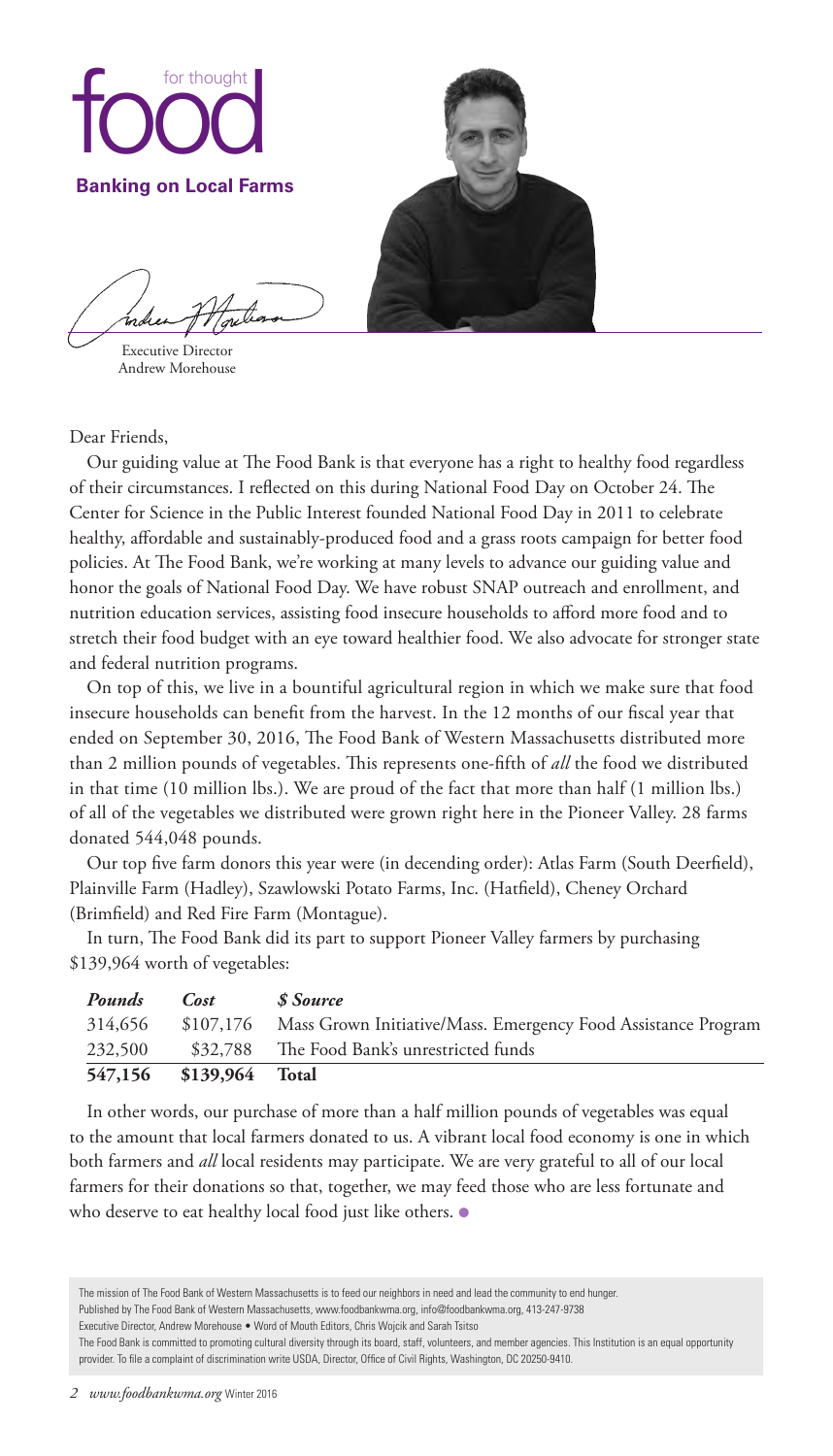# food for thought

## Banking on Local Farms

Executive Director
Andrew Morehouse

Dear Friends,

Our guiding value at The Food Bank is that everyone has a right to healthy food regardless of their circumstances. I reflected on this during National Food Day on October 24. The Center for Science in the Public Interest founded National Food Day in 2011 to celebrate healthy, affordable and sustainably-produced food and a grass roots campaign for better food policies. At The Food Bank, we're working at many levels to advance our guiding value and honor the goals of National Food Day. We have robust SNAP outreach and enrollment, and nutrition education services, assisting food insecure households to afford more food and to stretch their food budget with an eye toward healthier food. We also advocate for stronger state and federal nutrition programs.

On top of this, we live in a bountiful agricultural region in which we make sure that food insecure households can benefit from the harvest. In the 12 months of our fiscal year that ended on September 30, 2016, The Food Bank of Western Massachusetts distributed more than 2 million pounds of vegetables. This represents one-fifth of *all* the food we distributed in that time (10 million lbs.). We are proud of the fact that more than half (1 million lbs.) of all of the vegetables we distributed were grown right here in the Pioneer Valley. 28 farms donated 544,048 pounds.

Our top five farm donors this year were (in decending order): Atlas Farm (South Deerfield), Plainville Farm (Hadley), Szawlowski Potato Farms, Inc. (Hatfield), Cheney Orchard (Brimfield) and Red Fire Farm (Montague).

In turn, The Food Bank did its part to support Pioneer Valley farmers by purchasing $139,964 worth of vegetables:

| *Pounds* | *Cost* | *$ Source* |
|---|---|---|
| 314,656 | $107,176 | Mass Grown Initiative/Mass. Emergency Food Assistance Program |
| 232,500 | $32,788 | The Food Bank's unrestricted funds |
| **547,156** | **$139,964** | **Total** |

In other words, our purchase of more than a half million pounds of vegetables was equal to the amount that local farmers donated to us. A vibrant local food economy is one in which both farmers and *all* local residents may participate. We are very grateful to all of our local farmers for their donations so that, together, we may feed those who are less fortunate and who deserve to eat healthy local food just like others.

The mission of The Food Bank of Western Massachusetts is to feed our neighbors in need and lead the community to end hunger.
Published by The Food Bank of Western Massachusetts, www.foodbankwma.org, info@foodbankwma.org, 413-247-9738
Executive Director, Andrew Morehouse • Word of Mouth Editors, Chris Wojcik and Sarah Tsitso
The Food Bank is committed to promoting cultural diversity through its board, staff, volunteers, and member agencies. This Institution is an equal opportunity provider. To file a complaint of discrimination write USDA, Director, Office of Civil Rights, Washington, DC 20250-9410.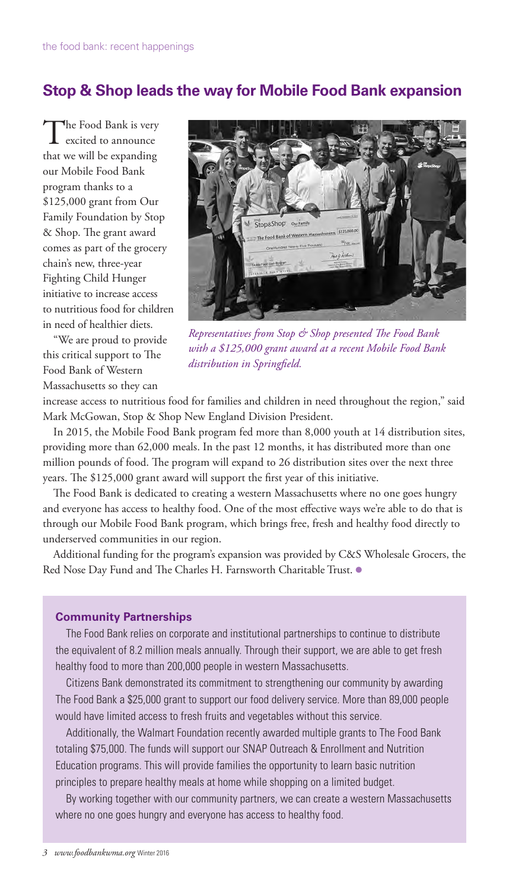## Stop & Shop leads the way for Mobile Food Bank expansion

The Food Bank is very excited to announce that we will be expanding our Mobile Food Bank program thanks to a $125,000 grant from Our Family Foundation by Stop & Shop. The grant award comes as part of the grocery chain's new, three-year Fighting Child Hunger initiative to increase access to nutritious food for children in need of healthier diets.

*Representatives from Stop & Shop presented The Food Bank with a $125,000 grant award at a recent Mobile Food Bank distribution in Springfield.*

"We are proud to provide this critical support to The Food Bank of Western Massachusetts so they can increase access to nutritious food for families and children in need throughout the region," said Mark McGowan, Stop & Shop New England Division President.

In 2015, the Mobile Food Bank program fed more than 8,000 youth at 14 distribution sites, providing more than 62,000 meals. In the past 12 months, it has distributed more than one million pounds of food. The program will expand to 26 distribution sites over the next three years. The $125,000 grant award will support the first year of this initiative.

The Food Bank is dedicated to creating a western Massachusetts where no one goes hungry and everyone has access to healthy food. One of the most effective ways we're able to do that is through our Mobile Food Bank program, which brings free, fresh and healthy food directly to underserved communities in our region.

Additional funding for the program's expansion was provided by C&S Wholesale Grocers, the Red Nose Day Fund and The Charles H. Farnsworth Charitable Trust.

### Community Partnerships

The Food Bank relies on corporate and institutional partnerships to continue to distribute the equivalent of 8.2 million meals annually. Through their support, we are able to get fresh healthy food to more than 200,000 people in western Massachusetts.

Citizens Bank demonstrated its commitment to strengthening our community by awarding The Food Bank a $25,000 grant to support our food delivery service. More than 89,000 people would have limited access to fresh fruits and vegetables without this service.

Additionally, the Walmart Foundation recently awarded multiple grants to The Food Bank totaling $75,000. The funds will support our SNAP Outreach & Enrollment and Nutrition Education programs. This will provide families the opportunity to learn basic nutrition principles to prepare healthy meals at home while shopping on a limited budget.

By working together with our community partners, we can create a western Massachusetts where no one goes hungry and everyone has access to healthy food.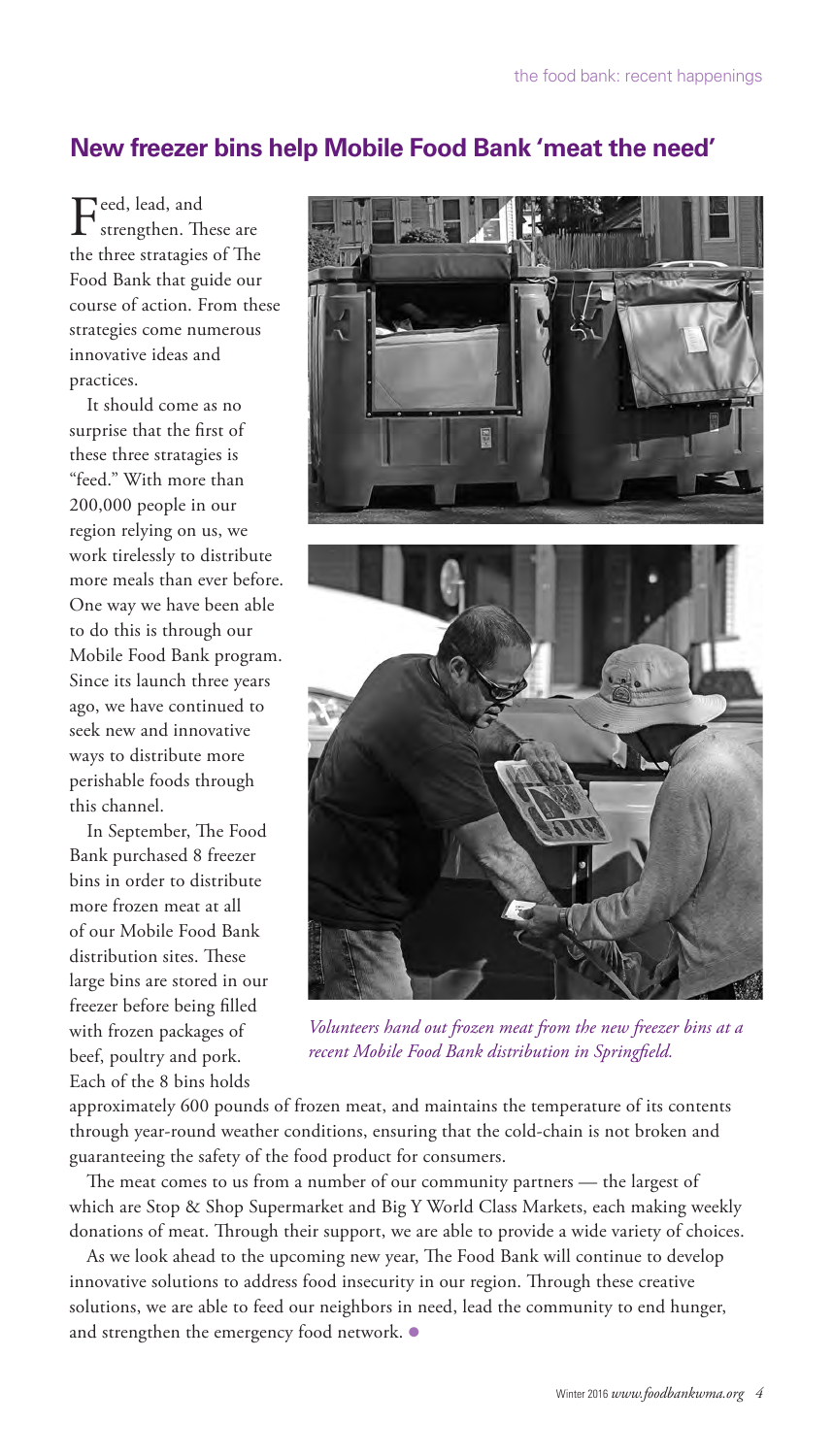## New freezer bins help Mobile Food Bank 'meat the need'

Feed, lead, and strengthen. These are the three stratagies of The Food Bank that guide our course of action. From these strategies come numerous innovative ideas and practices.

It should come as no surprise that the first of these three stratagies is "feed." With more than 200,000 people in our region relying on us, we work tirelessly to distribute more meals than ever before. One way we have been able to do this is through our Mobile Food Bank program. Since its launch three years ago, we have continued to seek new and innovative ways to distribute more perishable foods through this channel.

In September, The Food Bank purchased 8 freezer bins in order to distribute more frozen meat at all of our Mobile Food Bank distribution sites. These large bins are stored in our freezer before being filled with frozen packages of beef, poultry and pork. Each of the 8 bins holds approximately 600 pounds of frozen meat, and maintains the temperature of its contents through year-round weather conditions, ensuring that the cold-chain is not broken and guaranteeing the safety of the food product for consumers.

*Volunteers hand out frozen meat from the new freezer bins at a recent Mobile Food Bank distribution in Springfield.*

The meat comes to us from a number of our community partners — the largest of which are Stop & Shop Supermarket and Big Y World Class Markets, each making weekly donations of meat. Through their support, we are able to provide a wide variety of choices.

As we look ahead to the upcoming new year, The Food Bank will continue to develop innovative solutions to address food insecurity in our region. Through these creative solutions, we are able to feed our neighbors in need, lead the community to end hunger, and strengthen the emergency food network.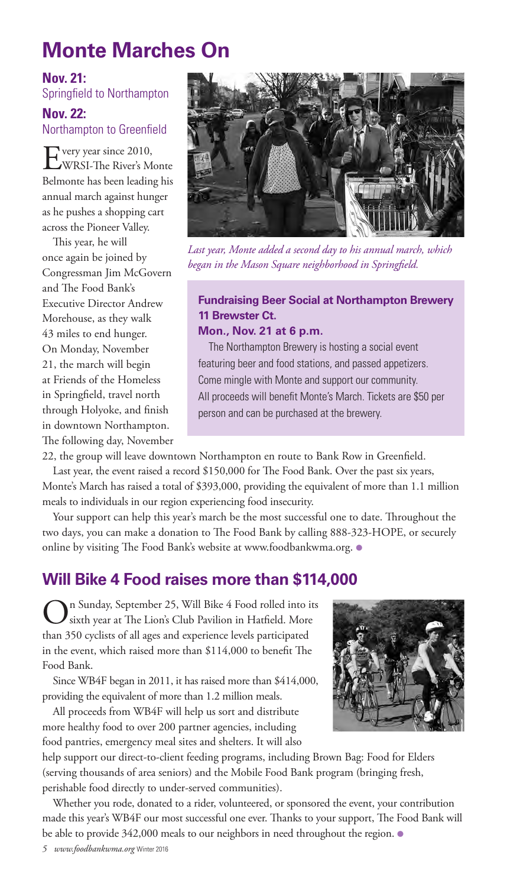# Monte Marches On

**Nov. 21:**
Springfield to Northampton

**Nov. 22:**
Northampton to Greenfield

Every year since 2010, WRSI-The River's Monte Belmonte has been leading his annual march against hunger as he pushes a shopping cart across the Pioneer Valley.

This year, he will once again be joined by Congressman Jim McGovern and The Food Bank's Executive Director Andrew Morehouse, as they walk 43 miles to end hunger. On Monday, November 21, the march will begin at Friends of the Homeless in Springfield, travel north through Holyoke, and finish in downtown Northampton. The following day, November 22, the group will leave downtown Northampton en route to Bank Row in Greenfield.

*Last year, Monte added a second day to his annual march, which began in the Mason Square neighborhood in Springfield.*

**Fundraising Beer Social at Northampton Brewery**
**11 Brewster Ct.**
**Mon., Nov. 21 at 6 p.m.**

The Northampton Brewery is hosting a social event featuring beer and food stations, and passed appetizers. Come mingle with Monte and support our community. All proceeds will benefit Monte's March. Tickets are $50 per person and can be purchased at the brewery.

Last year, the event raised a record $150,000 for The Food Bank. Over the past six years, Monte's March has raised a total of $393,000, providing the equivalent of more than 1.1 million meals to individuals in our region experiencing food insecurity.

Your support can help this year's march be the most successful one to date. Throughout the two days, you can make a donation to The Food Bank by calling 888-323-HOPE, or securely online by visiting The Food Bank's website at www.foodbankwma.org.

## Will Bike 4 Food raises more than $114,000

On Sunday, September 25, Will Bike 4 Food rolled into its sixth year at The Lion's Club Pavilion in Hatfield. More than 350 cyclists of all ages and experience levels participated in the event, which raised more than $114,000 to benefit The Food Bank.

Since WB4F began in 2011, it has raised more than $414,000, providing the equivalent of more than 1.2 million meals.

All proceeds from WB4F will help us sort and distribute more healthy food to over 200 partner agencies, including food pantries, emergency meal sites and shelters. It will also help support our direct-to-client feeding programs, including Brown Bag: Food for Elders (serving thousands of area seniors) and the Mobile Food Bank program (bringing fresh, perishable food directly to under-served communities).

Whether you rode, donated to a rider, volunteered, or sponsored the event, your contribution made this year's WB4F our most successful one ever. Thanks to your support, The Food Bank will be able to provide 342,000 meals to our neighbors in need throughout the region.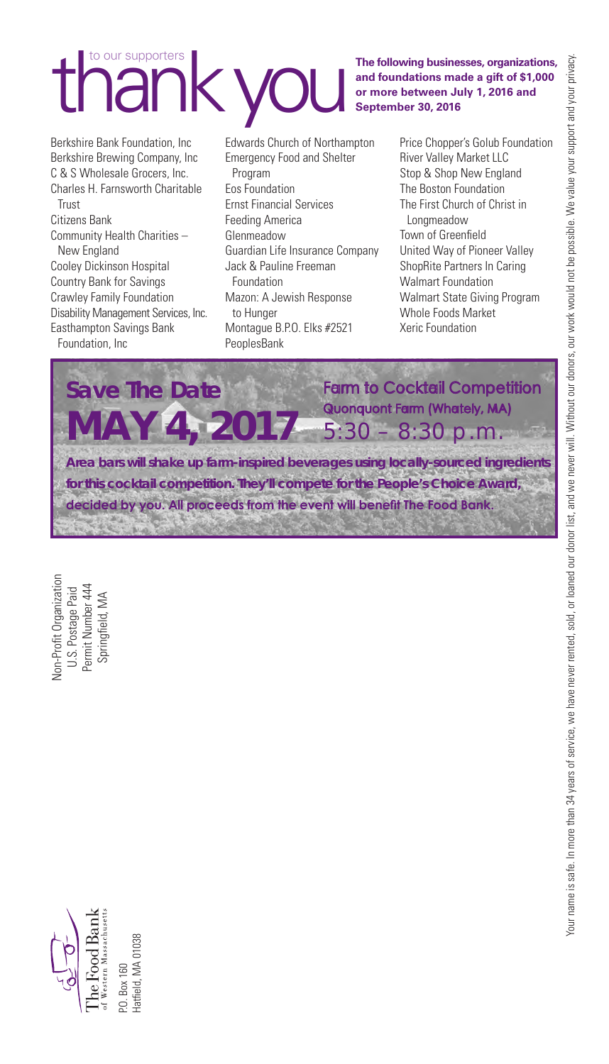# thank you

to our supporters

**The following businesses, organizations, and foundations made a gift of $1,000 or more between July 1, 2016 and September 30, 2016**

Berkshire Bank Foundation, Inc
Berkshire Brewing Company, Inc
C & S Wholesale Grocers, Inc.
Charles H. Farnsworth Charitable Trust
Citizens Bank
Community Health Charities – New England
Cooley Dickinson Hospital
Country Bank for Savings
Crawley Family Foundation
Disability Management Services, Inc.
Easthampton Savings Bank Foundation, Inc
Edwards Church of Northampton
Emergency Food and Shelter Program
Eos Foundation
Ernst Financial Services
Feeding America
Glenmeadow
Guardian Life Insurance Company
Jack & Pauline Freeman Foundation
Mazon: A Jewish Response to Hunger
Montague B.P.O. Elks #2521
PeoplesBank
Price Chopper's Golub Foundation
River Valley Market LLC
Stop & Shop New England
The Boston Foundation
The First Church of Christ in Longmeadow
Town of Greenfield
United Way of Pioneer Valley
ShopRite Partners In Caring
Walmart Foundation
Walmart State Giving Program
Whole Foods Market
Xeric Foundation

## Save The Date

## MAY 4, 2017

**Farm to Cocktail Competition**
**Quonquont Farm (Whately, MA)**
5:30 – 8:30 p.m.

**Area bars will shake up farm-inspired beverages using locally-sourced ingredients for this cocktail competition. They'll compete for the People's Choice Award, decided by you. All proceeds from the event will benefit The Food Bank.**

Non-Profit Organization
U.S. Postage Paid
Permit Number 444
Springfield, MA

The Food Bank of Western Massachusetts
P.O. Box 160
Hatfield, MA 01038

Your name is safe. In more than 34 years of service, we have never rented, sold, or loaned our donor list, and we never will. Without our donors, our work would not be possible. We value your support and your privacy.